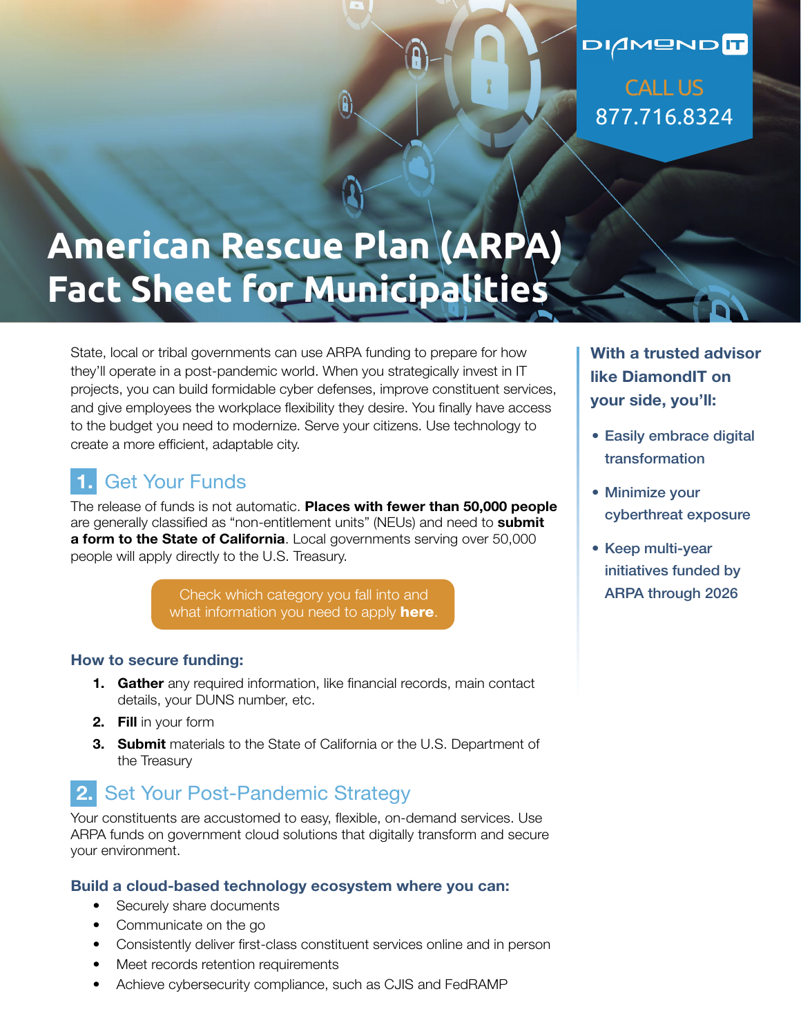DIAMONDIT

CALL US 877.716.8324

# American Rescue Plan (ARPA) Fact Sheet for Municipalities

State, local or tribal governments can use ARPA funding to prepare for how they'll operate in a post-pandemic world. When you strategically invest in IT projects, you can build formidable cyber defenses, improve constituent services, and give employees the workplace flexibility they desire. You finally have access to the budget you need to modernize. Serve your citizens. Use technology to create a more efficient, adaptable city.

## 1. Get Your Funds

The release of funds is not automatic. **Places with fewer than 50,000 people** are generally classified as "non-entitlement units" (NEUs) and need to **submit a form to the State of California**. Local governments serving over 50,000 people will apply directly to the U.S. Treasury.

Check which category you fall into and what information you need to apply **here**.

### How to secure funding:

1. **Gather** any required information, like financial records, main contact details, your DUNS number, etc.
2. **Fill** in your form
3. **Submit** materials to the State of California or the U.S. Department of the Treasury

## 2. Set Your Post-Pandemic Strategy

Your constituents are accustomed to easy, flexible, on-demand services. Use ARPA funds on government cloud solutions that digitally transform and secure your environment.

### Build a cloud-based technology ecosystem where you can:

- Securely share documents
- Communicate on the go
- Consistently deliver first-class constituent services online and in person
- Meet records retention requirements
- Achieve cybersecurity compliance, such as CJIS and FedRAMP

**With a trusted advisor like DiamondIT on your side, you'll:**

- Easily embrace digital transformation
- Minimize your cyberthreat exposure
- Keep multi-year initiatives funded by ARPA through 2026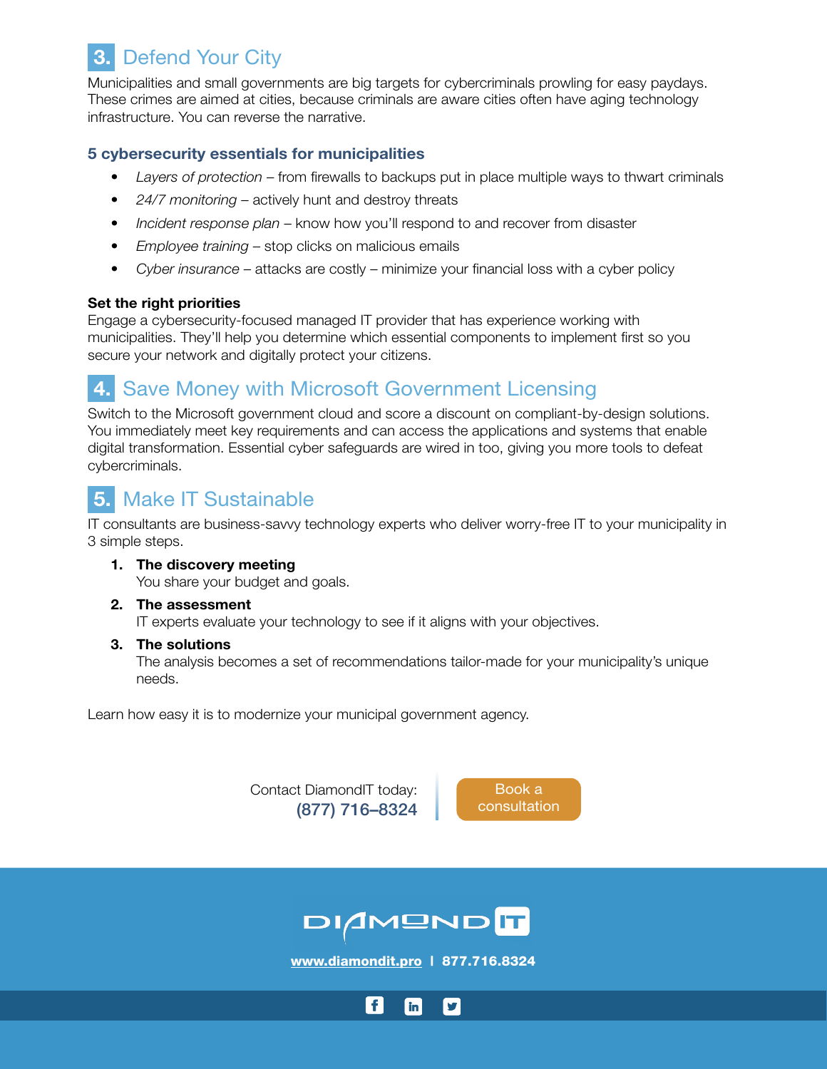## 3. Defend Your City

Municipalities and small governments are big targets for cybercriminals prowling for easy paydays. These crimes are aimed at cities, because criminals are aware cities often have aging technology infrastructure. You can reverse the narrative.

### 5 cybersecurity essentials for municipalities

- *Layers of protection* – from firewalls to backups put in place multiple ways to thwart criminals
- *24/7 monitoring* – actively hunt and destroy threats
- *Incident response plan* – know how you'll respond to and recover from disaster
- *Employee training* – stop clicks on malicious emails
- *Cyber insurance* – attacks are costly – minimize your financial loss with a cyber policy

**Set the right priorities**

Engage a cybersecurity-focused managed IT provider that has experience working with municipalities. They'll help you determine which essential components to implement first so you secure your network and digitally protect your citizens.

## 4. Save Money with Microsoft Government Licensing

Switch to the Microsoft government cloud and score a discount on compliant-by-design solutions. You immediately meet key requirements and can access the applications and systems that enable digital transformation. Essential cyber safeguards are wired in too, giving you more tools to defeat cybercriminals.

## 5. Make IT Sustainable

IT consultants are business-savvy technology experts who deliver worry-free IT to your municipality in 3 simple steps.

1. **The discovery meeting**
   You share your budget and goals.
2. **The assessment**
   IT experts evaluate your technology to see if it aligns with your objectives.
3. **The solutions**
   The analysis becomes a set of recommendations tailor-made for your municipality's unique needs.

Learn how easy it is to modernize your municipal government agency.

Contact DiamondIT today:
(877) 716–8324

Book a consultation

DIAMOND IT

www.diamondit.pro | 877.716.8324